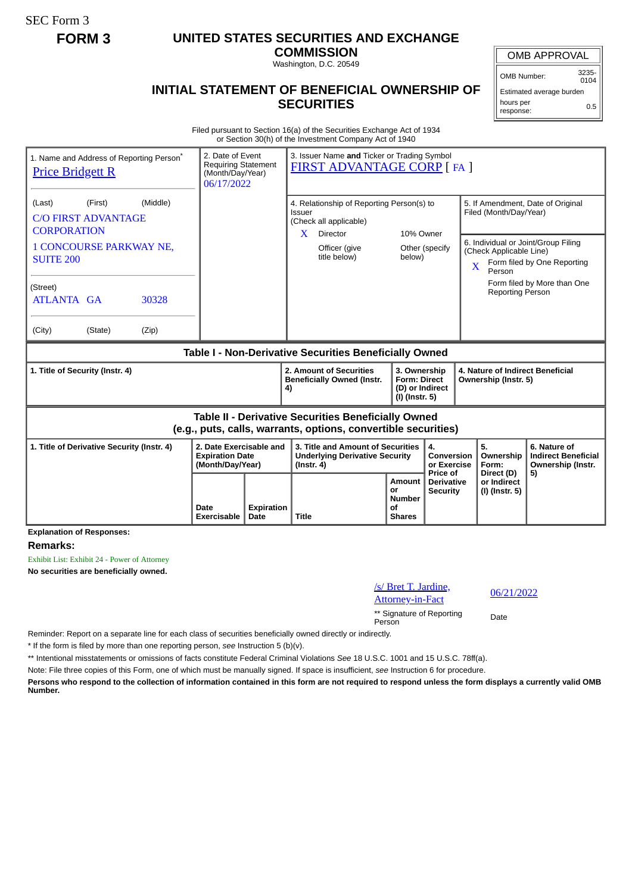SEC Form 3

**FORM 3**

# UNITED STATES SECURITIES AND EXCHANGE COMMISSION

Washington, D.C. 20549

## INITIAL STATEMENT OF BENEFICIAL OWNERSHIP OF SECURITIES

| OMB APPROVAL | |
|---|---|
| OMB Number: | 3235-0104 |
| Estimated average burden | |
| hours per response: | 0.5 |

Filed pursuant to Section 16(a) of the Securities Exchange Act of 1934
or Section 30(h) of the Investment Company Act of 1940

1. Name and Address of Reporting Person*
Price Bridgett R

(Last) (First) (Middle)
C/O FIRST ADVANTAGE CORPORATION
1 CONCOURSE PARKWAY NE, SUITE 200

(Street)
ATLANTA GA 30328

(City) (State) (Zip)

2. Date of Event Requiring Statement (Month/Day/Year)
06/17/2022

3. Issuer Name **and** Ticker or Trading Symbol
FIRST ADVANTAGE CORP [ FA ]

4. Relationship of Reporting Person(s) to Issuer
(Check all applicable)
X Director
10% Owner
Officer (give title below)
Other (specify below)

5. If Amendment, Date of Original Filed (Month/Day/Year)

6. Individual or Joint/Group Filing (Check Applicable Line)
X Form filed by One Reporting Person
Form filed by More than One Reporting Person

### Table I - Non-Derivative Securities Beneficially Owned

| 1. Title of Security (Instr. 4) | 2. Amount of Securities Beneficially Owned (Instr. 4) | 3. Ownership Form: Direct (D) or Indirect (I) (Instr. 5) | 4. Nature of Indirect Beneficial Ownership (Instr. 5) |
|---|---|---|---|

### Table II - Derivative Securities Beneficially Owned (e.g., puts, calls, warrants, options, convertible securities)

| 1. Title of Derivative Security (Instr. 4) | 2. Date Exercisable and Expiration Date (Month/Day/Year) | | 3. Title and Amount of Securities Underlying Derivative Security (Instr. 4) | | 4. Conversion or Exercise Price of Derivative Security | 5. Ownership Form: Direct (D) or Indirect (I) (Instr. 5) | 6. Nature of Indirect Beneficial Ownership (Instr. 5) |
|---|---|---|---|---|---|---|---|
| | Date Exercisable | Expiration Date | Title | Amount or Number of Shares | | | |

**Explanation of Responses:**

**Remarks:**

Exhibit List: Exhibit 24 - Power of Attorney

**No securities are beneficially owned.**

/s/ Bret T. Jardine, Attorney-in-Fact — 06/21/2022

** Signature of Reporting Person — Date

Reminder: Report on a separate line for each class of securities beneficially owned directly or indirectly.

* If the form is filed by more than one reporting person, *see* Instruction 5 (b)(v).

** Intentional misstatements or omissions of facts constitute Federal Criminal Violations *See* 18 U.S.C. 1001 and 15 U.S.C. 78ff(a).

Note: File three copies of this Form, one of which must be manually signed. If space is insufficient, *see* Instruction 6 for procedure.

**Persons who respond to the collection of information contained in this form are not required to respond unless the form displays a currently valid OMB Number.**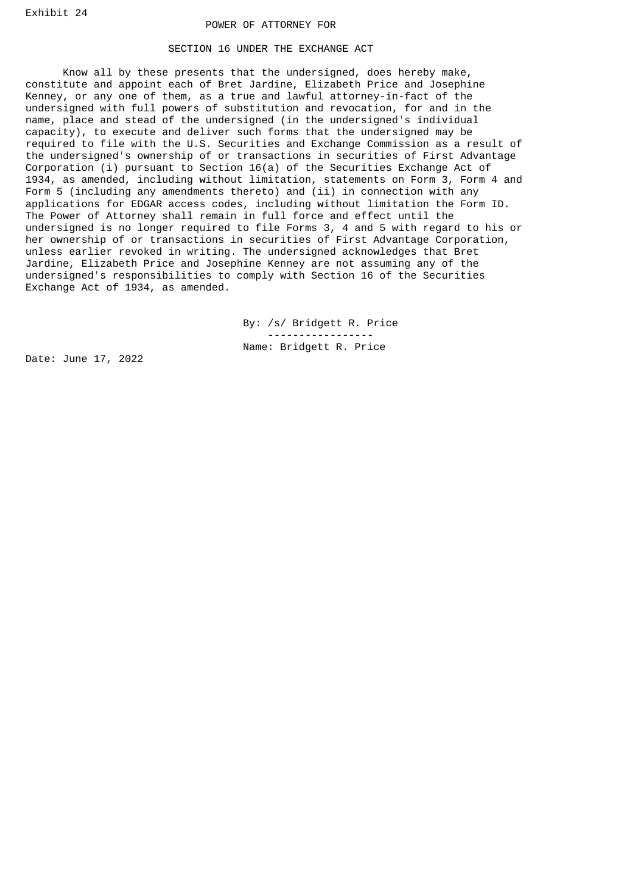Exhibit 24

POWER OF ATTORNEY FOR

SECTION 16 UNDER THE EXCHANGE ACT

Know all by these presents that the undersigned, does hereby make, constitute and appoint each of Bret Jardine, Elizabeth Price and Josephine Kenney, or any one of them, as a true and lawful attorney-in-fact of the undersigned with full powers of substitution and revocation, for and in the name, place and stead of the undersigned (in the undersigned's individual capacity), to execute and deliver such forms that the undersigned may be required to file with the U.S. Securities and Exchange Commission as a result of the undersigned's ownership of or transactions in securities of First Advantage Corporation (i) pursuant to Section 16(a) of the Securities Exchange Act of 1934, as amended, including without limitation, statements on Form 3, Form 4 and Form 5 (including any amendments thereto) and (ii) in connection with any applications for EDGAR access codes, including without limitation the Form ID. The Power of Attorney shall remain in full force and effect until the undersigned is no longer required to file Forms 3, 4 and 5 with regard to his or her ownership of or transactions in securities of First Advantage Corporation, unless earlier revoked in writing. The undersigned acknowledges that Bret Jardine, Elizabeth Price and Josephine Kenney are not assuming any of the undersigned's responsibilities to comply with Section 16 of the Securities Exchange Act of 1934, as amended.

By: /s/ Bridgett R. Price

Name: Bridgett R. Price

Date: June 17, 2022